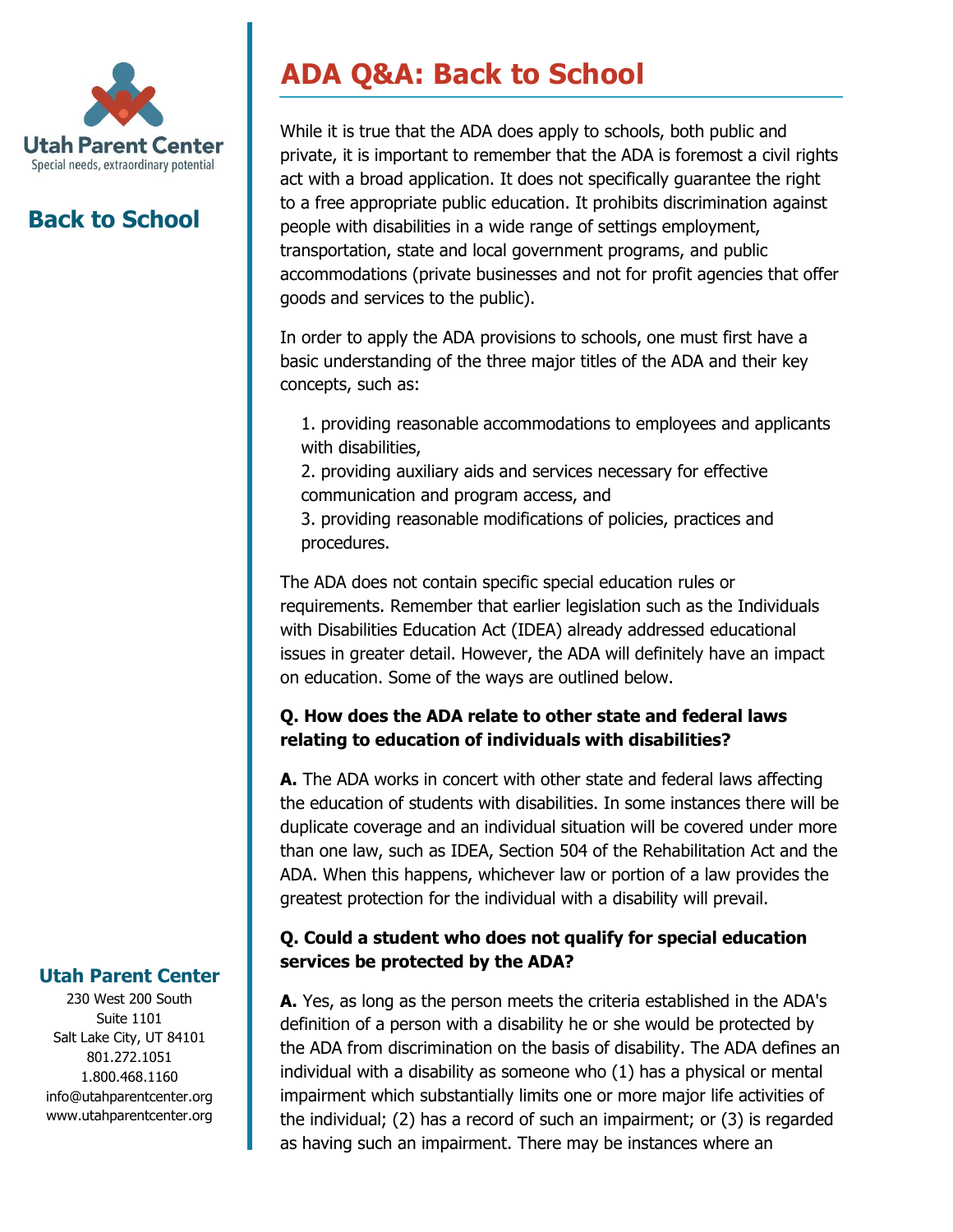# ADA Q&A: Back to School

While it is true that the ADA does apply to schools, both public and private, it is important to remember that the ADA is foremost a civil rights act with a broad application. It does not specifically guarantee the right to a free appropriate public education. It prohibits discrimination against people with disabilities in a wide range of settings employment, transportation, state and local government programs, and public accommodations (private businesses and not for profit agencies that offer goods and services to the public).

In order to apply the ADA provisions to schools, one must first have a basic understanding of the three major titles of the ADA and their key concepts, such as:

1. providing reasonable accommodations to employees and applicants with disabilities,
2. providing auxiliary aids and services necessary for effective communication and program access, and
3. providing reasonable modifications of policies, practices and procedures.

The ADA does not contain specific special education rules or requirements. Remember that earlier legislation such as the Individuals with Disabilities Education Act (IDEA) already addressed educational issues in greater detail. However, the ADA will definitely have an impact on education. Some of the ways are outlined below.

**Q. How does the ADA relate to other state and federal laws relating to education of individuals with disabilities?**

**A.** The ADA works in concert with other state and federal laws affecting the education of students with disabilities. In some instances there will be duplicate coverage and an individual situation will be covered under more than one law, such as IDEA, Section 504 of the Rehabilitation Act and the ADA. When this happens, whichever law or portion of a law provides the greatest protection for the individual with a disability will prevail.

**Q. Could a student who does not qualify for special education services be protected by the ADA?**

**A.** Yes, as long as the person meets the criteria established in the ADA's definition of a person with a disability he or she would be protected by the ADA from discrimination on the basis of disability. The ADA defines an individual with a disability as someone who (1) has a physical or mental impairment which substantially limits one or more major life activities of the individual; (2) has a record of such an impairment; or (3) is regarded as having such an impairment. There may be instances where an

## Back to School

**Utah Parent Center**
230 West 200 South
Suite 1101
Salt Lake City, UT 84101
801.272.1051
1.800.468.1160
info@utahparentcenter.org
www.utahparentcenter.org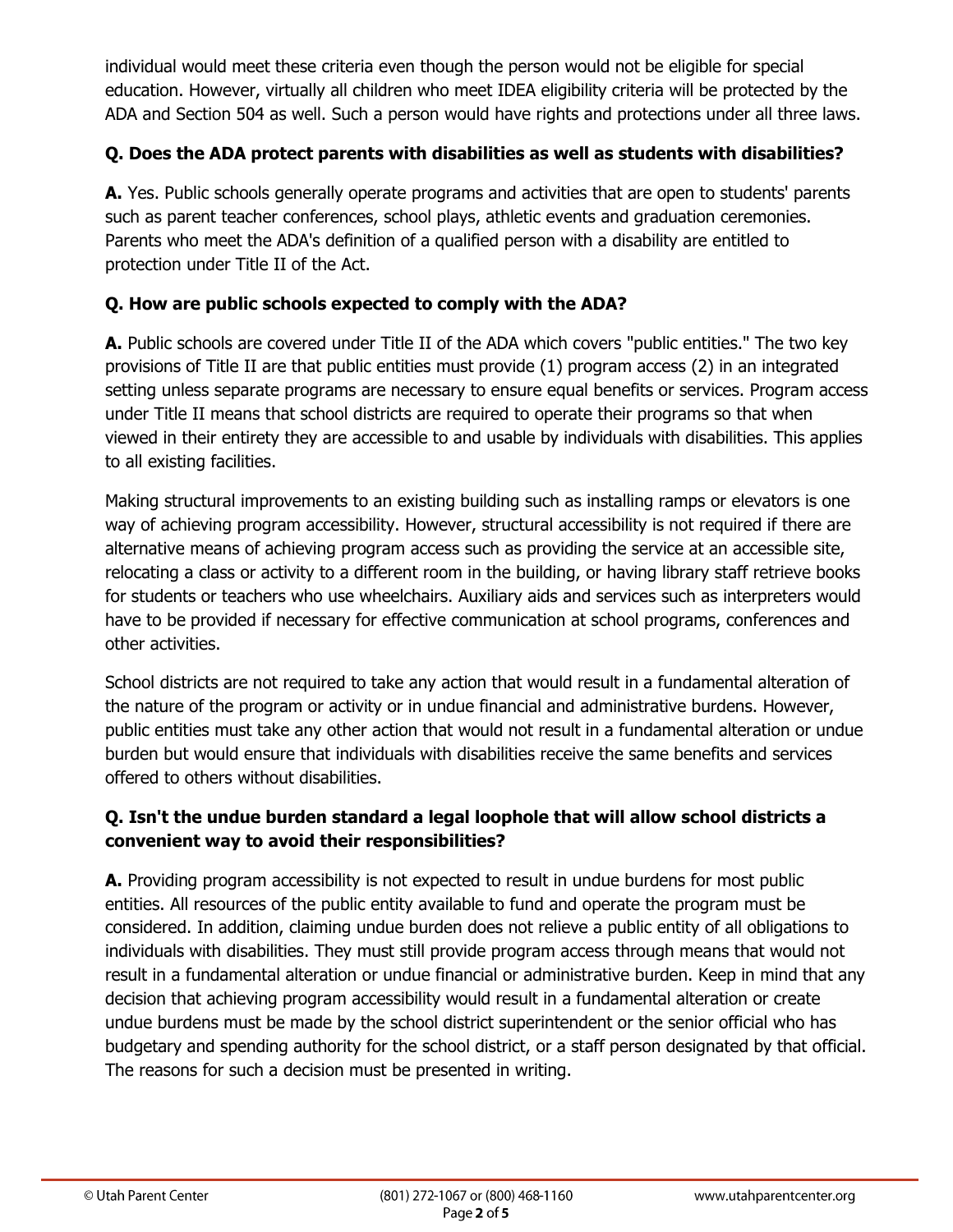individual would meet these criteria even though the person would not be eligible for special education. However, virtually all children who meet IDEA eligibility criteria will be protected by the ADA and Section 504 as well. Such a person would have rights and protections under all three laws.

**Q. Does the ADA protect parents with disabilities as well as students with disabilities?**

**A.** Yes. Public schools generally operate programs and activities that are open to students' parents such as parent teacher conferences, school plays, athletic events and graduation ceremonies. Parents who meet the ADA's definition of a qualified person with a disability are entitled to protection under Title II of the Act.

**Q. How are public schools expected to comply with the ADA?**

**A.** Public schools are covered under Title II of the ADA which covers "public entities." The two key provisions of Title II are that public entities must provide (1) program access (2) in an integrated setting unless separate programs are necessary to ensure equal benefits or services. Program access under Title II means that school districts are required to operate their programs so that when viewed in their entirety they are accessible to and usable by individuals with disabilities. This applies to all existing facilities.

Making structural improvements to an existing building such as installing ramps or elevators is one way of achieving program accessibility. However, structural accessibility is not required if there are alternative means of achieving program access such as providing the service at an accessible site, relocating a class or activity to a different room in the building, or having library staff retrieve books for students or teachers who use wheelchairs. Auxiliary aids and services such as interpreters would have to be provided if necessary for effective communication at school programs, conferences and other activities.

School districts are not required to take any action that would result in a fundamental alteration of the nature of the program or activity or in undue financial and administrative burdens. However, public entities must take any other action that would not result in a fundamental alteration or undue burden but would ensure that individuals with disabilities receive the same benefits and services offered to others without disabilities.

**Q. Isn't the undue burden standard a legal loophole that will allow school districts a convenient way to avoid their responsibilities?**

**A.** Providing program accessibility is not expected to result in undue burdens for most public entities. All resources of the public entity available to fund and operate the program must be considered. In addition, claiming undue burden does not relieve a public entity of all obligations to individuals with disabilities. They must still provide program access through means that would not result in a fundamental alteration or undue financial or administrative burden. Keep in mind that any decision that achieving program accessibility would result in a fundamental alteration or create undue burdens must be made by the school district superintendent or the senior official who has budgetary and spending authority for the school district, or a staff person designated by that official. The reasons for such a decision must be presented in writing.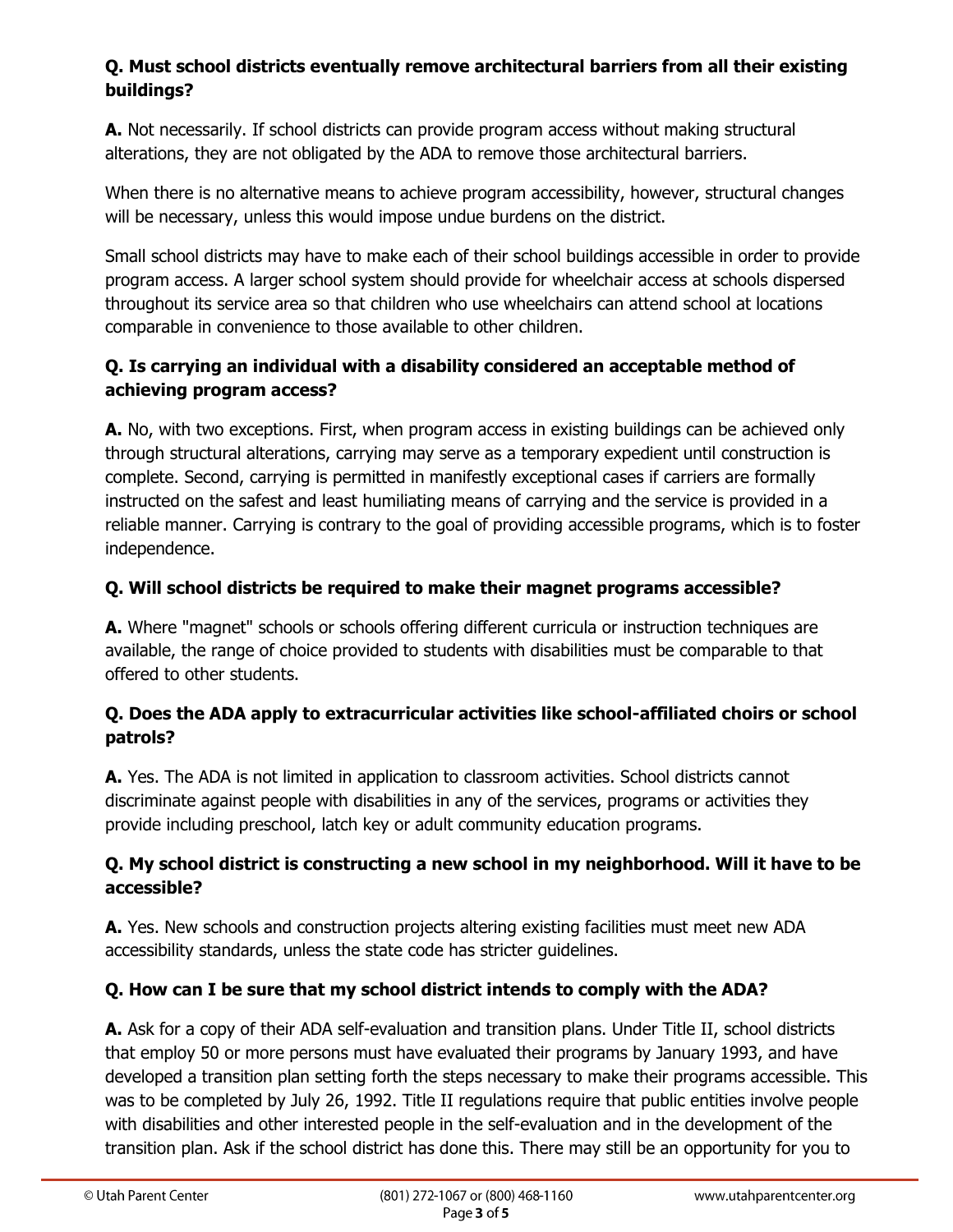**Q. Must school districts eventually remove architectural barriers from all their existing buildings?**

**A.** Not necessarily. If school districts can provide program access without making structural alterations, they are not obligated by the ADA to remove those architectural barriers.

When there is no alternative means to achieve program accessibility, however, structural changes will be necessary, unless this would impose undue burdens on the district.

Small school districts may have to make each of their school buildings accessible in order to provide program access. A larger school system should provide for wheelchair access at schools dispersed throughout its service area so that children who use wheelchairs can attend school at locations comparable in convenience to those available to other children.

**Q. Is carrying an individual with a disability considered an acceptable method of achieving program access?**

**A.** No, with two exceptions. First, when program access in existing buildings can be achieved only through structural alterations, carrying may serve as a temporary expedient until construction is complete. Second, carrying is permitted in manifestly exceptional cases if carriers are formally instructed on the safest and least humiliating means of carrying and the service is provided in a reliable manner. Carrying is contrary to the goal of providing accessible programs, which is to foster independence.

**Q. Will school districts be required to make their magnet programs accessible?**

**A.** Where "magnet" schools or schools offering different curricula or instruction techniques are available, the range of choice provided to students with disabilities must be comparable to that offered to other students.

**Q. Does the ADA apply to extracurricular activities like school-affiliated choirs or school patrols?**

**A.** Yes. The ADA is not limited in application to classroom activities. School districts cannot discriminate against people with disabilities in any of the services, programs or activities they provide including preschool, latch key or adult community education programs.

**Q. My school district is constructing a new school in my neighborhood. Will it have to be accessible?**

**A.** Yes. New schools and construction projects altering existing facilities must meet new ADA accessibility standards, unless the state code has stricter guidelines.

**Q. How can I be sure that my school district intends to comply with the ADA?**

**A.** Ask for a copy of their ADA self-evaluation and transition plans. Under Title II, school districts that employ 50 or more persons must have evaluated their programs by January 1993, and have developed a transition plan setting forth the steps necessary to make their programs accessible. This was to be completed by July 26, 1992. Title II regulations require that public entities involve people with disabilities and other interested people in the self-evaluation and in the development of the transition plan. Ask if the school district has done this. There may still be an opportunity for you to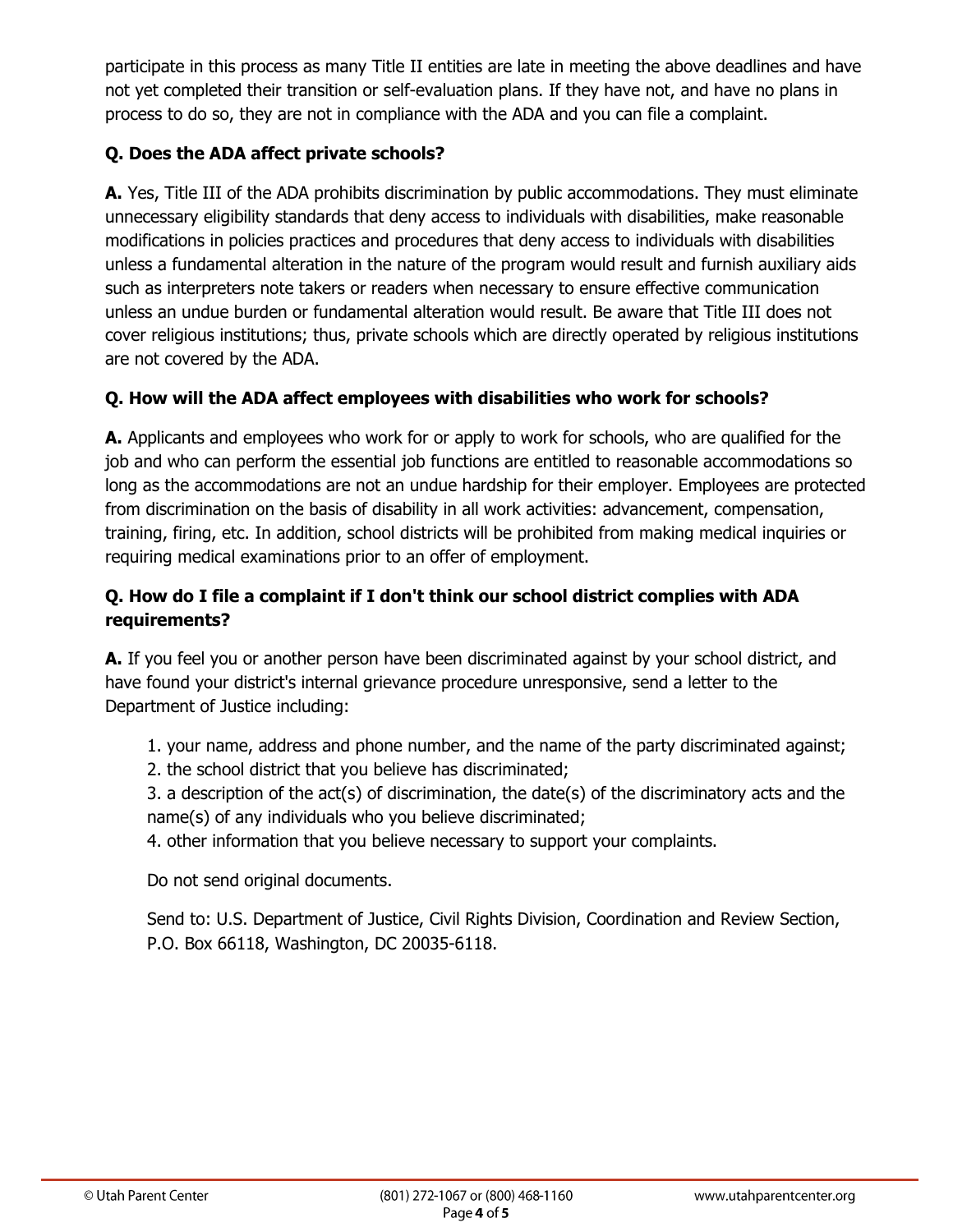participate in this process as many Title II entities are late in meeting the above deadlines and have not yet completed their transition or self-evaluation plans. If they have not, and have no plans in process to do so, they are not in compliance with the ADA and you can file a complaint.

**Q. Does the ADA affect private schools?**

**A.** Yes, Title III of the ADA prohibits discrimination by public accommodations. They must eliminate unnecessary eligibility standards that deny access to individuals with disabilities, make reasonable modifications in policies practices and procedures that deny access to individuals with disabilities unless a fundamental alteration in the nature of the program would result and furnish auxiliary aids such as interpreters note takers or readers when necessary to ensure effective communication unless an undue burden or fundamental alteration would result. Be aware that Title III does not cover religious institutions; thus, private schools which are directly operated by religious institutions are not covered by the ADA.

**Q. How will the ADA affect employees with disabilities who work for schools?**

**A.** Applicants and employees who work for or apply to work for schools, who are qualified for the job and who can perform the essential job functions are entitled to reasonable accommodations so long as the accommodations are not an undue hardship for their employer. Employees are protected from discrimination on the basis of disability in all work activities: advancement, compensation, training, firing, etc. In addition, school districts will be prohibited from making medical inquiries or requiring medical examinations prior to an offer of employment.

**Q. How do I file a complaint if I don't think our school district complies with ADA requirements?**

**A.** If you feel you or another person have been discriminated against by your school district, and have found your district's internal grievance procedure unresponsive, send a letter to the Department of Justice including:

1. your name, address and phone number, and the name of the party discriminated against;
2. the school district that you believe has discriminated;
3. a description of the act(s) of discrimination, the date(s) of the discriminatory acts and the name(s) of any individuals who you believe discriminated;
4. other information that you believe necessary to support your complaints.

Do not send original documents.

Send to: U.S. Department of Justice, Civil Rights Division, Coordination and Review Section, P.O. Box 66118, Washington, DC 20035-6118.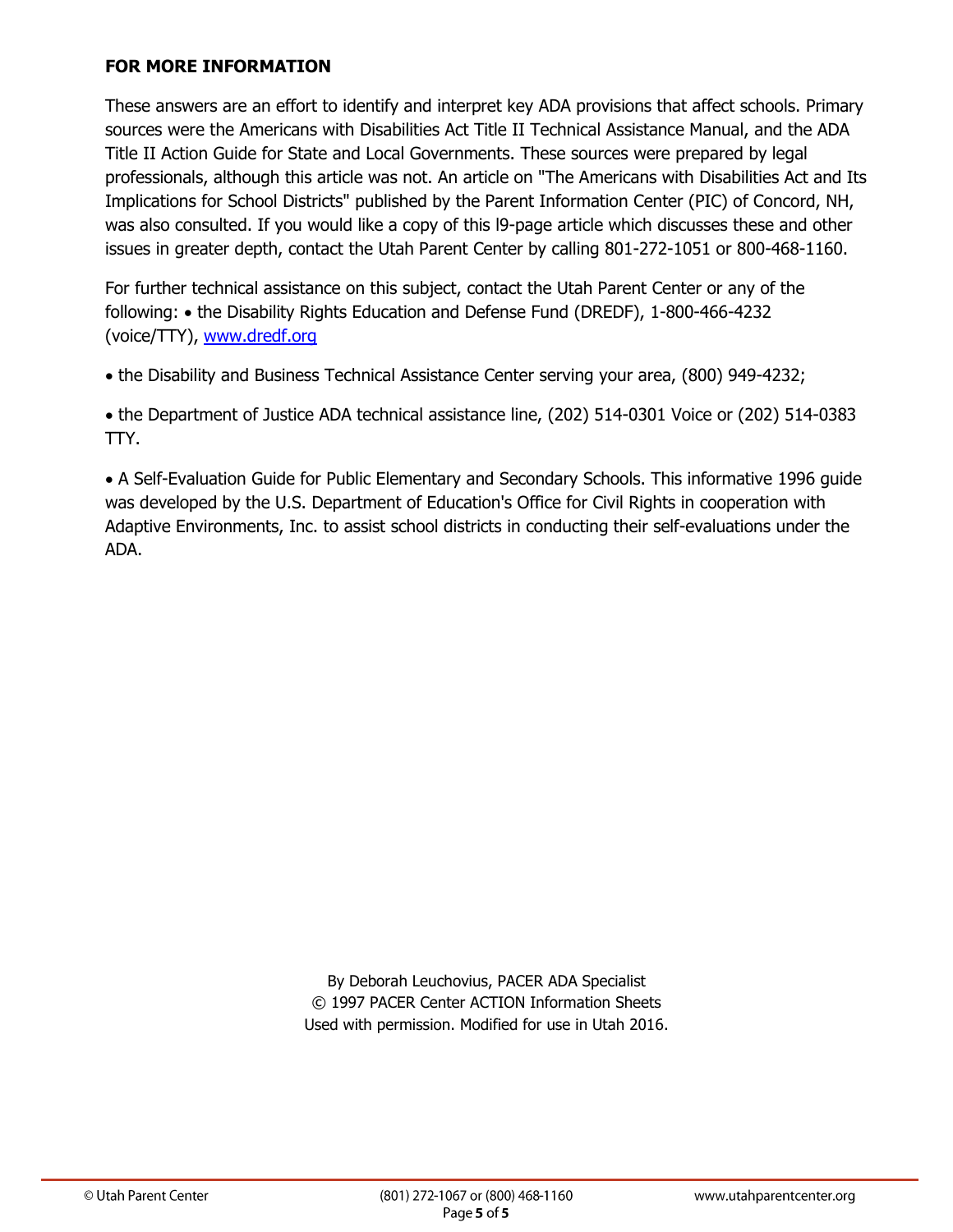**FOR MORE INFORMATION**

These answers are an effort to identify and interpret key ADA provisions that affect schools. Primary sources were the Americans with Disabilities Act Title II Technical Assistance Manual, and the ADA Title II Action Guide for State and Local Governments. These sources were prepared by legal professionals, although this article was not. An article on "The Americans with Disabilities Act and Its Implications for School Districts" published by the Parent Information Center (PIC) of Concord, NH, was also consulted. If you would like a copy of this l9-page article which discusses these and other issues in greater depth, contact the Utah Parent Center by calling 801-272-1051 or 800-468-1160.

For further technical assistance on this subject, contact the Utah Parent Center or any of the following: • the Disability Rights Education and Defense Fund (DREDF), 1-800-466-4232 (voice/TTY), www.dredf.org

- the Disability and Business Technical Assistance Center serving your area, (800) 949-4232;

- the Department of Justice ADA technical assistance line, (202) 514-0301 Voice or (202) 514-0383 TTY.

- A Self-Evaluation Guide for Public Elementary and Secondary Schools. This informative 1996 guide was developed by the U.S. Department of Education's Office for Civil Rights in cooperation with Adaptive Environments, Inc. to assist school districts in conducting their self-evaluations under the ADA.

By Deborah Leuchovius, PACER ADA Specialist
© 1997 PACER Center ACTION Information Sheets
Used with permission. Modified for use in Utah 2016.